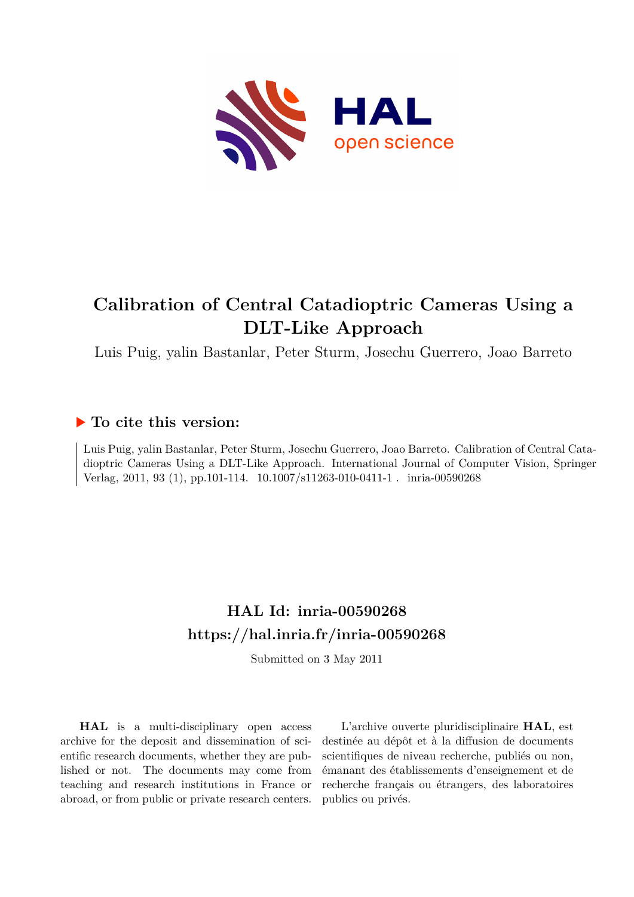# Calibration of Central Catadioptric Cameras Using a DLT-Like Approach

Luis Puig, yalin Bastanlar, Peter Sturm, Josechu Guerrero, Joao Barreto

## ▶ To cite this version:

Luis Puig, yalin Bastanlar, Peter Sturm, Josechu Guerrero, Joao Barreto. Calibration of Central Catadioptric Cameras Using a DLT-Like Approach. International Journal of Computer Vision, Springer Verlag, 2011, 93 (1), pp.101-114. 10.1007/s11263-010-0411-1 . inria-00590268

## HAL Id: inria-00590268
## https://hal.inria.fr/inria-00590268

Submitted on 3 May 2011

**HAL** is a multi-disciplinary open access archive for the deposit and dissemination of scientific research documents, whether they are published or not. The documents may come from teaching and research institutions in France or abroad, or from public or private research centers.

L'archive ouverte pluridisciplinaire **HAL**, est destinée au dépôt et à la diffusion de documents scientifiques de niveau recherche, publiés ou non, émanant des établissements d'enseignement et de recherche français ou étrangers, des laboratoires publics ou privés.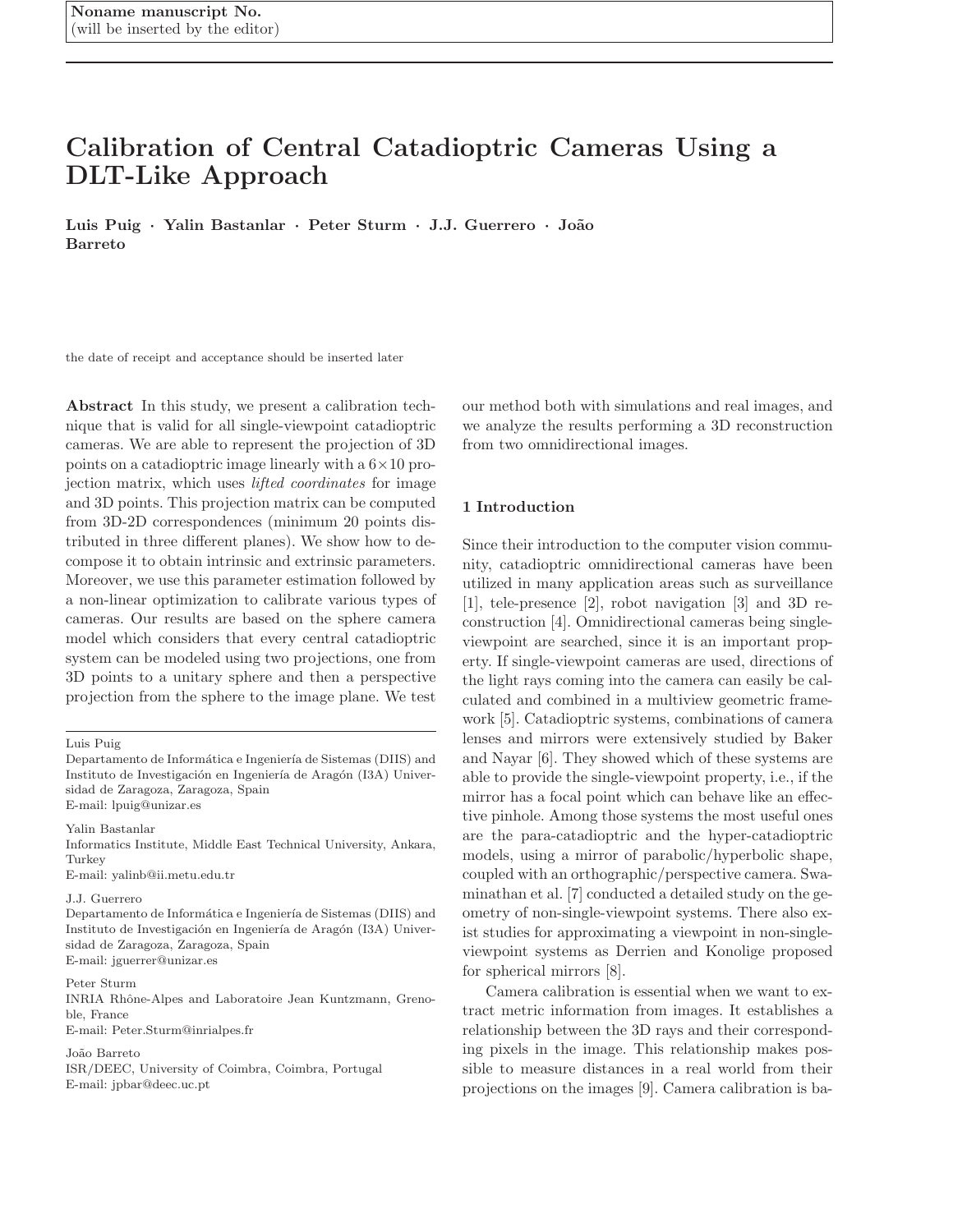Noname manuscript No.
(will be inserted by the editor)

# Calibration of Central Catadioptric Cameras Using a DLT-Like Approach

**Luis Puig · Yalin Bastanlar · Peter Sturm · J.J. Guerrero · João Barreto**

the date of receipt and acceptance should be inserted later

**Abstract** In this study, we present a calibration technique that is valid for all single-viewpoint catadioptric cameras. We are able to represent the projection of 3D points on a catadioptric image linearly with a $6\times10$ projection matrix, which uses *lifted coordinates* for image and 3D points. This projection matrix can be computed from 3D-2D correspondences (minimum 20 points distributed in three different planes). We show how to decompose it to obtain intrinsic and extrinsic parameters. Moreover, we use this parameter estimation followed by a non-linear optimization to calibrate various types of cameras. Our results are based on the sphere camera model which considers that every central catadioptric system can be modeled using two projections, one from 3D points to a unitary sphere and then a perspective projection from the sphere to the image plane. We test our method both with simulations and real images, and we analyze the results performing a 3D reconstruction from two omnidirectional images.

Luis Puig
Departamento de Informática e Ingeniería de Sistemas (DIIS) and Instituto de Investigación en Ingeniería de Aragón (I3A) Universidad de Zaragoza, Zaragoza, Spain
E-mail: lpuig@unizar.es

Yalin Bastanlar
Informatics Institute, Middle East Technical University, Ankara, Turkey
E-mail: yalinb@ii.metu.edu.tr

J.J. Guerrero
Departamento de Informática e Ingeniería de Sistemas (DIIS) and Instituto de Investigación en Ingeniería de Aragón (I3A) Universidad de Zaragoza, Zaragoza, Spain
E-mail: jguerrer@unizar.es

Peter Sturm
INRIA Rhône-Alpes and Laboratoire Jean Kuntzmann, Grenoble, France
E-mail: Peter.Sturm@inrialpes.fr

João Barreto
ISR/DEEC, University of Coimbra, Coimbra, Portugal
E-mail: jpbar@deec.uc.pt

## 1 Introduction

Since their introduction to the computer vision community, catadioptric omnidirectional cameras have been utilized in many application areas such as surveillance [1], tele-presence [2], robot navigation [3] and 3D reconstruction [4]. Omnidirectional cameras being single-viewpoint are searched, since it is an important property. If single-viewpoint cameras are used, directions of the light rays coming into the camera can easily be calculated and combined in a multiview geometric framework [5]. Catadioptric systems, combinations of camera lenses and mirrors were extensively studied by Baker and Nayar [6]. They showed which of these systems are able to provide the single-viewpoint property, i.e., if the mirror has a focal point which can behave like an effective pinhole. Among those systems the most useful ones are the para-catadioptric and the hyper-catadioptric models, using a mirror of parabolic/hyperbolic shape, coupled with an orthographic/perspective camera. Swaminathan et al. [7] conducted a detailed study on the geometry of non-single-viewpoint systems. There also exist studies for approximating a viewpoint in non-single-viewpoint systems as Derrien and Konolige proposed for spherical mirrors [8].

Camera calibration is essential when we want to extract metric information from images. It establishes a relationship between the 3D rays and their corresponding pixels in the image. This relationship makes possible to measure distances in a real world from their projections on the images [9]. Camera calibration is ba-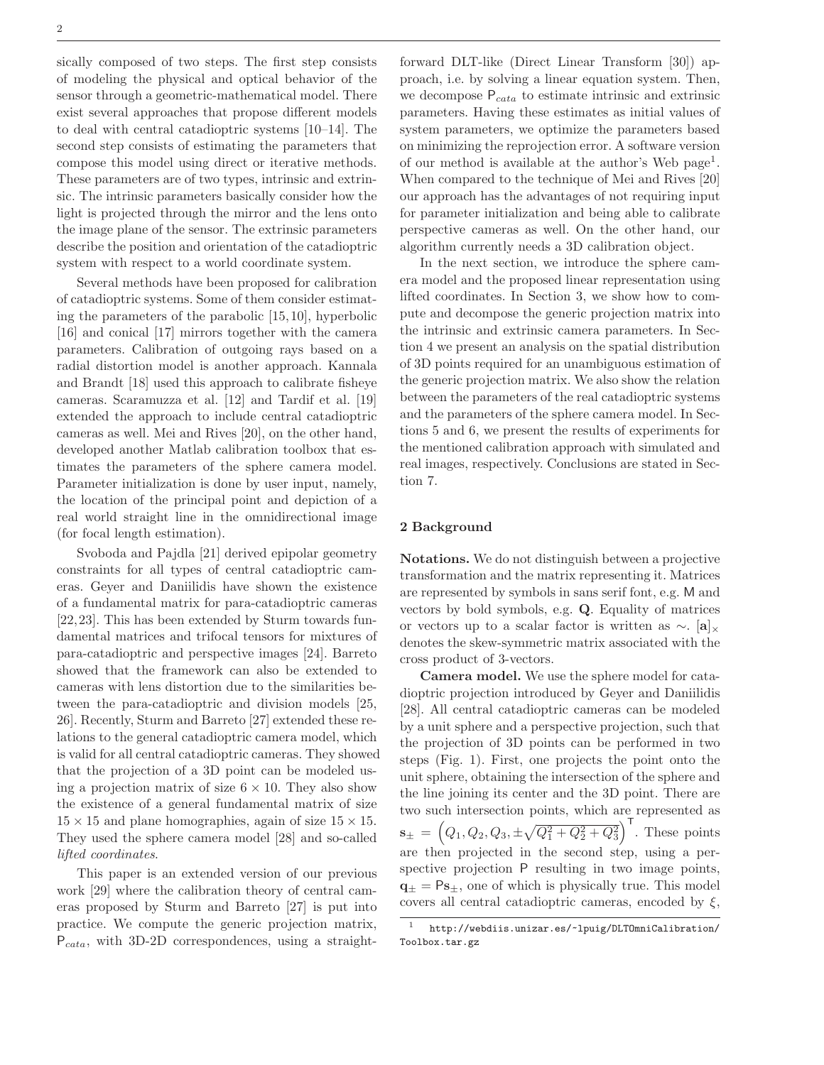sically composed of two steps. The first step consists of modeling the physical and optical behavior of the sensor through a geometric-mathematical model. There exist several approaches that propose different models to deal with central catadioptric systems [10–14]. The second step consists of estimating the parameters that compose this model using direct or iterative methods. These parameters are of two types, intrinsic and extrinsic. The intrinsic parameters basically consider how the light is projected through the mirror and the lens onto the image plane of the sensor. The extrinsic parameters describe the position and orientation of the catadioptric system with respect to a world coordinate system.

Several methods have been proposed for calibration of catadioptric systems. Some of them consider estimating the parameters of the parabolic [15, 10], hyperbolic [16] and conical [17] mirrors together with the camera parameters. Calibration of outgoing rays based on a radial distortion model is another approach. Kannala and Brandt [18] used this approach to calibrate fisheye cameras. Scaramuzza et al. [12] and Tardif et al. [19] extended the approach to include central catadioptric cameras as well. Mei and Rives [20], on the other hand, developed another Matlab calibration toolbox that estimates the parameters of the sphere camera model. Parameter initialization is done by user input, namely, the location of the principal point and depiction of a real world straight line in the omnidirectional image (for focal length estimation).

Svoboda and Pajdla [21] derived epipolar geometry constraints for all types of central catadioptric cameras. Geyer and Daniilidis have shown the existence of a fundamental matrix for para-catadioptric cameras [22, 23]. This has been extended by Sturm towards fundamental matrices and trifocal tensors for mixtures of para-catadioptric and perspective images [24]. Barreto showed that the framework can also be extended to cameras with lens distortion due to the similarities between the para-catadioptric and division models [25, 26]. Recently, Sturm and Barreto [27] extended these relations to the general catadioptric camera model, which is valid for all central catadioptric cameras. They showed that the projection of a 3D point can be modeled using a projection matrix of size $6 \times 10$. They also show the existence of a general fundamental matrix of size $15 \times 15$ and plane homographies, again of size $15 \times 15$. They used the sphere camera model [28] and so-called *lifted coordinates*.

This paper is an extended version of our previous work [29] where the calibration theory of central cameras proposed by Sturm and Barreto [27] is put into practice. We compute the generic projection matrix, $\mathsf{P}_{cata}$, with 3D-2D correspondences, using a straightforward DLT-like (Direct Linear Transform [30]) approach, i.e. by solving a linear equation system. Then, we decompose $\mathsf{P}_{cata}$ to estimate intrinsic and extrinsic parameters. Having these estimates as initial values of system parameters, we optimize the parameters based on minimizing the reprojection error. A software version of our method is available at the author's Web page[1]. When compared to the technique of Mei and Rives [20] our approach has the advantages of not requiring input for parameter initialization and being able to calibrate perspective cameras as well. On the other hand, our algorithm currently needs a 3D calibration object.

In the next section, we introduce the sphere camera model and the proposed linear representation using lifted coordinates. In Section 3, we show how to compute and decompose the generic projection matrix into the intrinsic and extrinsic camera parameters. In Section 4 we present an analysis on the spatial distribution of 3D points required for an unambiguous estimation of the generic projection matrix. We also show the relation between the parameters of the real catadioptric systems and the parameters of the sphere camera model. In Sections 5 and 6, we present the results of experiments for the mentioned calibration approach with simulated and real images, respectively. Conclusions are stated in Section 7.

## 2 Background

**Notations.** We do not distinguish between a projective transformation and the matrix representing it. Matrices are represented by symbols in sans serif font, e.g. $\mathsf{M}$ and vectors by bold symbols, e.g. $\mathbf{Q}$. Equality of matrices or vectors up to a scalar factor is written as $\sim$. $[\mathbf{a}]_\times$ denotes the skew-symmetric matrix associated with the cross product of 3-vectors.

**Camera model.** We use the sphere model for catadioptric projection introduced by Geyer and Daniilidis [28]. All central catadioptric cameras can be modeled by a unit sphere and a perspective projection, such that the projection of 3D points can be performed in two steps (Fig. 1). First, one projects the point onto the unit sphere, obtaining the intersection of the sphere and the line joining its center and the 3D point. There are two such intersection points, which are represented as $\mathbf{s}_\pm = \left(Q_1, Q_2, Q_3, \pm\sqrt{Q_1^2 + Q_2^2 + Q_3^2}\right)^\mathsf{T}$. These points are then projected in the second step, using a perspective projection $\mathsf{P}$ resulting in two image points, $\mathbf{q}_\pm = \mathsf{P}\mathbf{s}_\pm$, one of which is physically true. This model covers all central catadioptric cameras, encoded by $\xi$,

[1] http://webdiis.unizar.es/~lpuig/DLTOmniCalibration/Toolbox.tar.gz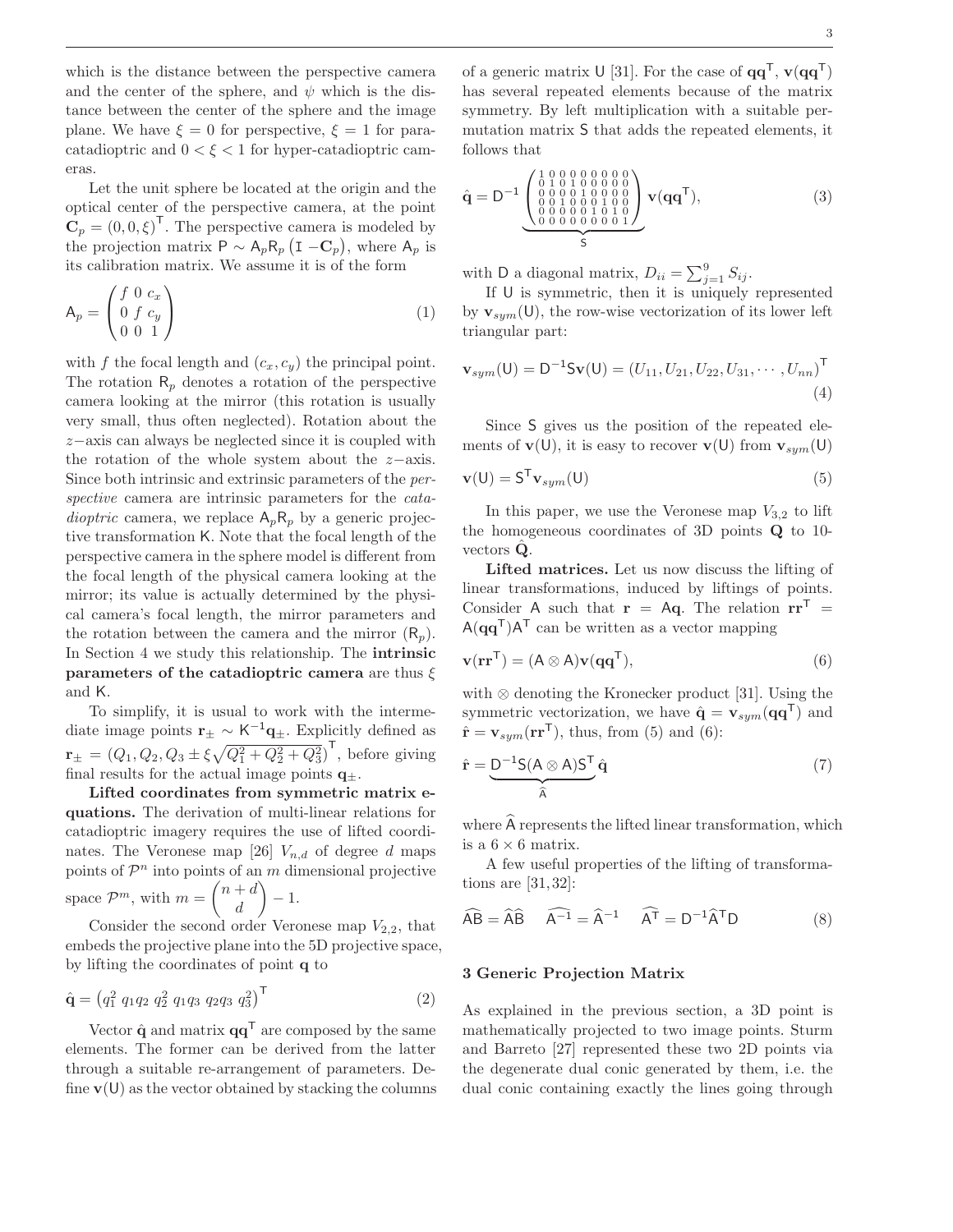which is the distance between the perspective camera and the center of the sphere, and $\psi$ which is the distance between the center of the sphere and the image plane. We have $\xi = 0$ for perspective, $\xi = 1$ for para-catadioptric and $0 < \xi < 1$ for hyper-catadioptric cameras.

Let the unit sphere be located at the origin and the optical center of the perspective camera, at the point $\mathbf{C}_p = (0, 0, \xi)^\mathsf{T}$. The perspective camera is modeled by the projection matrix $\mathsf{P} \sim \mathsf{A}_p \mathsf{R}_p \left(\mathtt{I}\ -\mathbf{C}_p\right)$, where $\mathsf{A}_p$ is its calibration matrix. We assume it is of the form

$$
\mathsf{A}_p = \begin{pmatrix} f & 0 & c_x \\ 0 & f & c_y \\ 0 & 0 & 1 \end{pmatrix} \tag{1}
$$

with $f$ the focal length and $(c_x, c_y)$ the principal point. The rotation $\mathsf{R}_p$ denotes a rotation of the perspective camera looking at the mirror (this rotation is usually very small, thus often neglected). Rotation about the $z-$axis can always be neglected since it is coupled with the rotation of the whole system about the $z-$axis. Since both intrinsic and extrinsic parameters of the *perspective* camera are intrinsic parameters for the *catadioptric* camera, we replace $\mathsf{A}_p\mathsf{R}_p$ by a generic projective transformation $\mathsf{K}$. Note that the focal length of the perspective camera in the sphere model is different from the focal length of the physical camera looking at the mirror; its value is actually determined by the physical camera's focal length, the mirror parameters and the rotation between the camera and the mirror ($\mathsf{R}_p$). In Section 4 we study this relationship. The **intrinsic parameters of the catadioptric camera** are thus $\xi$ and $\mathsf{K}$.

To simplify, it is usual to work with the intermediate image points $\mathbf{r}_\pm \sim \mathsf{K}^{-1}\mathbf{q}_\pm$. Explicitly defined as $\mathbf{r}_\pm = (Q_1, Q_2, Q_3 \pm \xi\sqrt{Q_1^2 + Q_2^2 + Q_3^2})^\mathsf{T}$, before giving final results for the actual image points $\mathbf{q}_\pm$.

**Lifted coordinates from symmetric matrix equations.** The derivation of multi-linear relations for catadioptric imagery requires the use of lifted coordinates. The Veronese map [26] $V_{n,d}$ of degree $d$ maps points of $\mathcal{P}^n$ into points of an $m$ dimensional projective space $\mathcal{P}^m$, with $m = \binom{n+d}{d} - 1$.

Consider the second order Veronese map $V_{2,2}$, that embeds the projective plane into the 5D projective space, by lifting the coordinates of point $\mathbf{q}$ to

$$
\hat{\mathbf{q}} = \left(q_1^2\ q_1q_2\ q_2^2\ q_1q_3\ q_2q_3\ q_3^2\right)^\mathsf{T} \tag{2}
$$

Vector $\hat{\mathbf{q}}$ and matrix $\mathbf{q}\mathbf{q}^\mathsf{T}$ are composed by the same elements. The former can be derived from the latter through a suitable re-arrangement of parameters. Define $\mathbf{v}(\mathsf{U})$ as the vector obtained by stacking the columns of a generic matrix $\mathsf{U}$ [31]. For the case of $\mathbf{q}\mathbf{q}^\mathsf{T}$, $\mathbf{v}(\mathbf{q}\mathbf{q}^\mathsf{T})$ has several repeated elements because of the matrix symmetry. By left multiplication with a suitable permutation matrix $\mathsf{S}$ that adds the repeated elements, it follows that

$$
\hat{\mathbf{q}} = \mathsf{D}^{-1} \underbrace{\begin{pmatrix} 1&0&0&0&0&0&0&0&0 \\ 0&1&0&1&0&0&0&0&0 \\ 0&0&0&0&1&0&0&0&0 \\ 0&0&1&0&0&0&1&0&0 \\ 0&0&0&0&0&1&0&1&0 \\ 0&0&0&0&0&0&0&0&1 \end{pmatrix}}_{\mathsf{S}} \mathbf{v}(\mathbf{q}\mathbf{q}^\mathsf{T}), \tag{3}
$$

with $\mathsf{D}$ a diagonal matrix, $D_{ii} = \sum_{j=1}^{9} S_{ij}$.

If $\mathsf{U}$ is symmetric, then it is uniquely represented by $\mathbf{v}_{sym}(\mathsf{U})$, the row-wise vectorization of its lower left triangular part:

$$
\mathbf{v}_{sym}(\mathsf{U}) = \mathsf{D}^{-1}\mathsf{S}\mathbf{v}(\mathsf{U}) = (U_{11}, U_{21}, U_{22}, U_{31}, \cdots, U_{nn})^\mathsf{T} \tag{4}
$$

Since $\mathsf{S}$ gives us the position of the repeated elements of $\mathbf{v}(\mathsf{U})$, it is easy to recover $\mathbf{v}(\mathsf{U})$ from $\mathbf{v}_{sym}(\mathsf{U})$

$$
\mathbf{v}(\mathsf{U}) = \mathsf{S}^\mathsf{T}\mathbf{v}_{sym}(\mathsf{U}) \tag{5}
$$

In this paper, we use the Veronese map $V_{3,2}$ to lift the homogeneous coordinates of 3D points $\mathbf{Q}$ to 10-vectors $\hat{\mathbf{Q}}$.

**Lifted matrices.** Let us now discuss the lifting of linear transformations, induced by liftings of points. Consider $\mathsf{A}$ such that $\mathbf{r} = \mathsf{A}\mathbf{q}$. The relation $\mathbf{r}\mathbf{r}^\mathsf{T} = \mathsf{A}(\mathbf{q}\mathbf{q}^\mathsf{T})\mathsf{A}^\mathsf{T}$ can be written as a vector mapping

$$
\mathbf{v}(\mathbf{r}\mathbf{r}^\mathsf{T}) = (\mathsf{A} \otimes \mathsf{A})\mathbf{v}(\mathbf{q}\mathbf{q}^\mathsf{T}), \tag{6}
$$

with $\otimes$ denoting the Kronecker product [31]. Using the symmetric vectorization, we have $\hat{\mathbf{q}} = \mathbf{v}_{sym}(\mathbf{q}\mathbf{q}^\mathsf{T})$ and $\hat{\mathbf{r}} = \mathbf{v}_{sym}(\mathbf{r}\mathbf{r}^\mathsf{T})$, thus, from (5) and (6):

$$
\hat{\mathbf{r}} = \underbrace{\mathsf{D}^{-1}\mathsf{S}(\mathsf{A} \otimes \mathsf{A})\mathsf{S}^\mathsf{T}}_{\widehat{\mathsf{A}}}\hat{\mathbf{q}} \tag{7}
$$

where $\widehat{\mathsf{A}}$ represents the lifted linear transformation, which is a $6 \times 6$ matrix.

A few useful properties of the lifting of transformations are [31,32]:

$$
\widehat{\mathsf{A}\mathsf{B}} = \widehat{\mathsf{A}}\widehat{\mathsf{B}} \qquad \widehat{\mathsf{A}^{-1}} = \widehat{\mathsf{A}}^{-1} \qquad \widehat{\mathsf{A}^\mathsf{T}} = \mathsf{D}^{-1}\widehat{\mathsf{A}}^\mathsf{T}\mathsf{D} \tag{8}
$$

## 3 Generic Projection Matrix

As explained in the previous section, a 3D point is mathematically projected to two image points. Sturm and Barreto [27] represented these two 2D points via the degenerate dual conic generated by them, i.e. the dual conic containing exactly the lines going through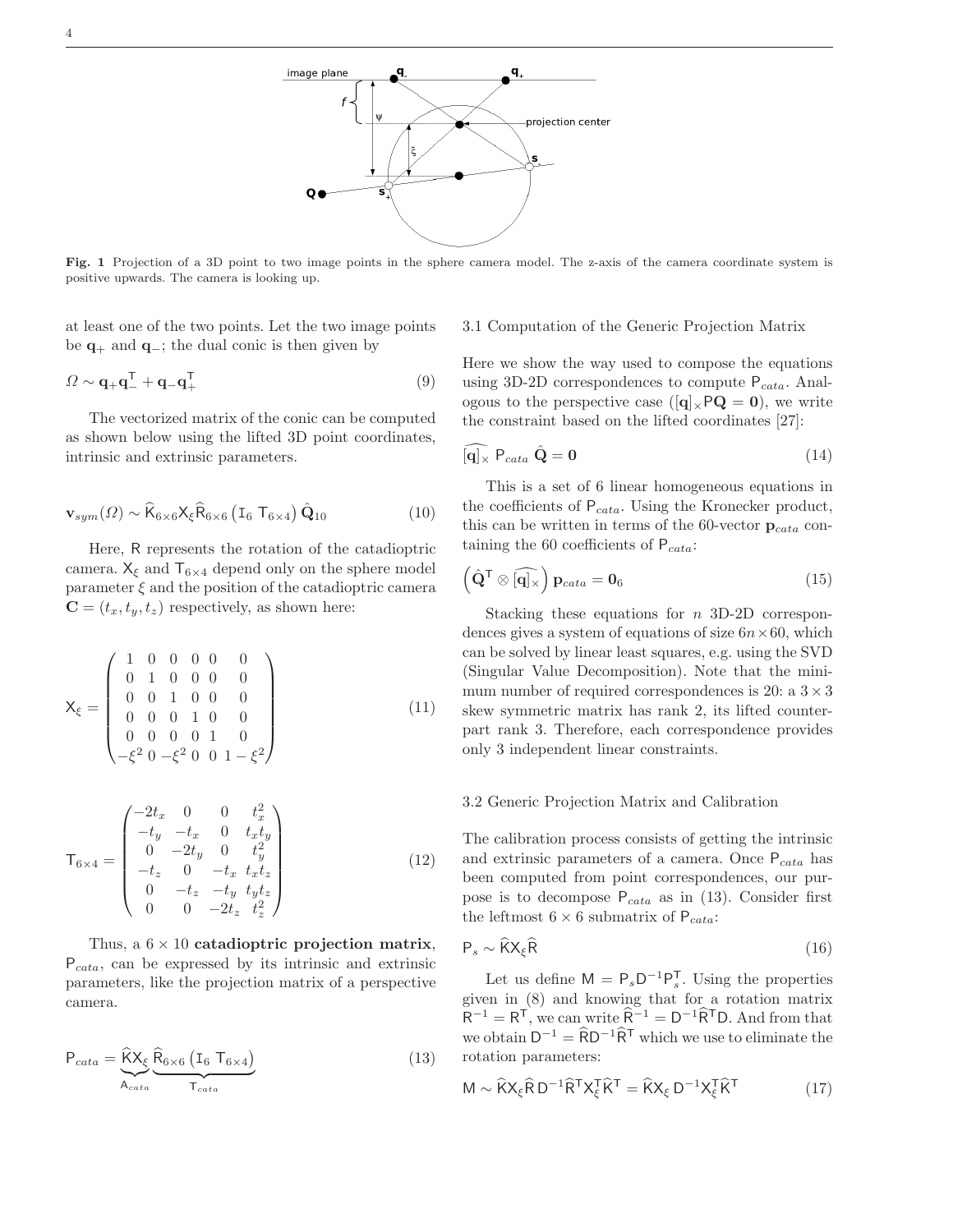Fig. 1 Projection of a 3D point to two image points in the sphere camera model. The z-axis of the camera coordinate system is positive upwards. The camera is looking up.

at least one of the two points. Let the two image points be $\mathbf{q}_+$ and $\mathbf{q}_-$; the dual conic is then given by

$$\Omega \sim \mathbf{q}_+\mathbf{q}_-^\mathsf{T} + \mathbf{q}_-\mathbf{q}_+^\mathsf{T} \tag{9}$$

The vectorized matrix of the conic can be computed as shown below using the lifted 3D point coordinates, intrinsic and extrinsic parameters.

$$\mathbf{v}_{sym}(\Omega) \sim \widehat{\mathsf{K}}_{6\times 6}\mathsf{X}_\xi \widehat{\mathsf{R}}_{6\times 6}\left(\mathtt{I}_6 \ \mathsf{T}_{6\times 4}\right)\hat{\mathbf{Q}}_{10} \tag{10}$$

Here, $\mathsf{R}$ represents the rotation of the catadioptric camera. $\mathsf{X}_\xi$ and $\mathsf{T}_{6\times 4}$ depend only on the sphere model parameter $\xi$ and the position of the catadioptric camera $\mathbf{C} = (t_x, t_y, t_z)$ respectively, as shown here:

$$\mathsf{X}_\xi = \begin{pmatrix} 1 & 0 & 0 & 0 & 0 & 0 \\ 0 & 1 & 0 & 0 & 0 & 0 \\ 0 & 0 & 1 & 0 & 0 & 0 \\ 0 & 0 & 0 & 1 & 0 & 0 \\ 0 & 0 & 0 & 0 & 1 & 0 \\ -\xi^2 & 0 & -\xi^2 & 0 & 0 & 1-\xi^2 \end{pmatrix} \tag{11}$$

$$\mathsf{T}_{6\times 4} = \begin{pmatrix} -2t_x & 0 & 0 & t_x^2 \\ -t_y & -t_x & 0 & t_x t_y \\ 0 & -2t_y & 0 & t_y^2 \\ -t_z & 0 & -t_x & t_x t_z \\ 0 & -t_z & -t_y & t_y t_z \\ 0 & 0 & -2t_z & t_z^2 \end{pmatrix} \tag{12}$$

Thus, a $6 \times 10$ **catadioptric projection matrix**, $\mathsf{P}_{cata}$, can be expressed by its intrinsic and extrinsic parameters, like the projection matrix of a perspective camera.

$$\mathsf{P}_{cata} = \underbrace{\widehat{\mathsf{K}}\mathsf{X}_\xi}_{\mathsf{A}_{cata}} \underbrace{\widehat{\mathsf{R}}_{6\times 6}\left(\mathtt{I}_6 \ \mathsf{T}_{6\times 4}\right)}_{\mathsf{T}_{cata}} \tag{13}$$

### 3.1 Computation of the Generic Projection Matrix

Here we show the way used to compose the equations using 3D-2D correspondences to compute $\mathsf{P}_{cata}$. Analogous to the perspective case ($[\mathbf{q}]_\times \mathsf{P}\mathbf{Q} = \mathbf{0}$), we write the constraint based on the lifted coordinates [27]:

$$\widehat{[\mathbf{q}]_\times} \ \mathsf{P}_{cata} \ \hat{\mathbf{Q}} = \mathbf{0} \tag{14}$$

This is a set of 6 linear homogeneous equations in the coefficients of $\mathsf{P}_{cata}$. Using the Kronecker product, this can be written in terms of the 60-vector $\mathbf{p}_{cata}$ containing the 60 coefficients of $\mathsf{P}_{cata}$:

$$\left(\hat{\mathbf{Q}}^\mathsf{T} \otimes \widehat{[\mathbf{q}]_\times}\right)\mathbf{p}_{cata} = \mathbf{0}_6 \tag{15}$$

Stacking these equations for $n$ 3D-2D correspondences gives a system of equations of size $6n \times 60$, which can be solved by linear least squares, e.g. using the SVD (Singular Value Decomposition). Note that the minimum number of required correspondences is 20: a $3 \times 3$ skew symmetric matrix has rank 2, its lifted counterpart rank 3. Therefore, each correspondence provides only 3 independent linear constraints.

### 3.2 Generic Projection Matrix and Calibration

The calibration process consists of getting the intrinsic and extrinsic parameters of a camera. Once $\mathsf{P}_{cata}$ has been computed from point correspondences, our purpose is to decompose $\mathsf{P}_{cata}$ as in (13). Consider first the leftmost $6 \times 6$ submatrix of $\mathsf{P}_{cata}$:

$$\mathsf{P}_s \sim \widehat{\mathsf{K}}\mathsf{X}_\xi\widehat{\mathsf{R}} \tag{16}$$

Let us define $\mathsf{M} = \mathsf{P}_s\mathsf{D}^{-1}\mathsf{P}_s^\mathsf{T}$. Using the properties given in (8) and knowing that for a rotation matrix $\mathsf{R}^{-1} = \mathsf{R}^\mathsf{T}$, we can write $\widehat{\mathsf{R}}^{-1} = \mathsf{D}^{-1}\widehat{\mathsf{R}}^\mathsf{T}\mathsf{D}$. And from that we obtain $\mathsf{D}^{-1} = \widehat{\mathsf{R}}\mathsf{D}^{-1}\widehat{\mathsf{R}}^\mathsf{T}$ which we use to eliminate the rotation parameters:

$$\mathsf{M} \sim \widehat{\mathsf{K}}\mathsf{X}_\xi\widehat{\mathsf{R}}\,\mathsf{D}^{-1}\widehat{\mathsf{R}}^\mathsf{T}\mathsf{X}_\xi^\mathsf{T}\widehat{\mathsf{K}}^\mathsf{T} = \widehat{\mathsf{K}}\mathsf{X}_\xi\,\mathsf{D}^{-1}\mathsf{X}_\xi^\mathsf{T}\widehat{\mathsf{K}}^\mathsf{T} \tag{17}$$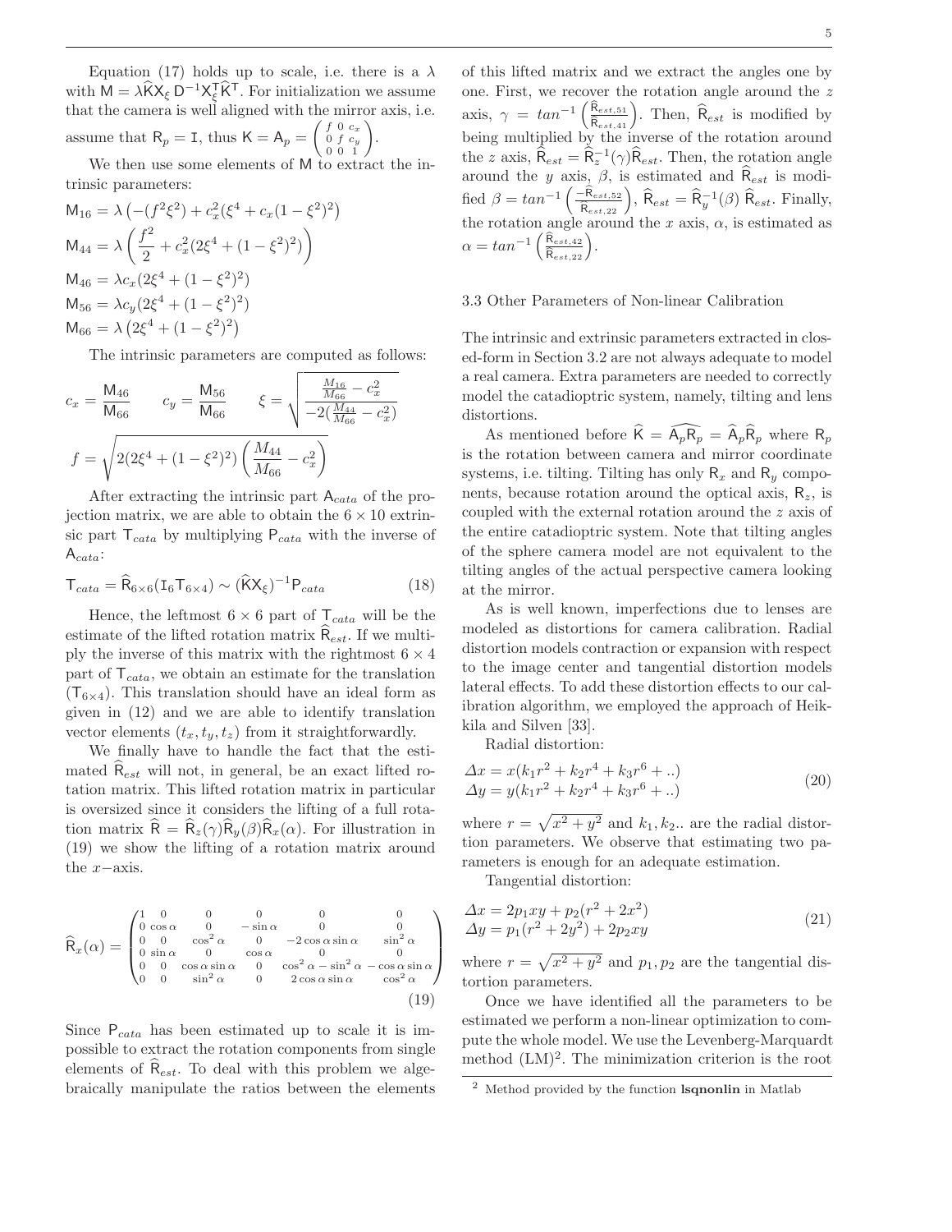Equation (17) holds up to scale, i.e. there is a $\lambda$ with $\mathsf{M} = \lambda \widehat{\mathsf{K}} \mathsf{X}_\xi \, \mathsf{D}^{-1} \mathsf{X}_\xi^\mathsf{T} \widehat{\mathsf{K}}^\mathsf{T}$. For initialization we assume that the camera is well aligned with the mirror axis, i.e. assume that $\mathsf{R}_p = \mathtt{I}$, thus $\mathsf{K} = \mathsf{A}_p = \begin{pmatrix} f & 0 & c_x \\ 0 & f & c_y \\ 0 & 0 & 1 \end{pmatrix}$.

We then use some elements of $\mathsf{M}$ to extract the intrinsic parameters:

$$
\begin{aligned}
\mathsf{M}_{16} &= \lambda \left( -(f^2\xi^2) + c_x^2(\xi^4 + c_x(1-\xi^2)^2 \right) \\
\mathsf{M}_{44} &= \lambda \left( \frac{f^2}{2} + c_x^2(2\xi^4 + (1-\xi^2)^2) \right) \\
\mathsf{M}_{46} &= \lambda c_x (2\xi^4 + (1-\xi^2)^2) \\
\mathsf{M}_{56} &= \lambda c_y (2\xi^4 + (1-\xi^2)^2) \\
\mathsf{M}_{66} &= \lambda \left( 2\xi^4 + (1-\xi^2)^2 \right)
\end{aligned}
$$

The intrinsic parameters are computed as follows:

$$
c_x = \frac{\mathsf{M}_{46}}{\mathsf{M}_{66}} \qquad c_y = \frac{\mathsf{M}_{56}}{\mathsf{M}_{66}} \qquad \xi = \sqrt{\frac{\frac{M_{16}}{M_{66}} - c_x^2}{-2(\frac{M_{44}}{M_{66}} - c_x^2)}}
$$

$$
f = \sqrt{2(2\xi^4 + (1-\xi^2)^2) \left( \frac{M_{44}}{M_{66}} - c_x^2 \right)}
$$

After extracting the intrinsic part $\mathsf{A}_{cata}$ of the projection matrix, we are able to obtain the $6 \times 10$ extrinsic part $\mathsf{T}_{cata}$ by multiplying $\mathsf{P}_{cata}$ with the inverse of $\mathsf{A}_{cata}$:

$$
\mathsf{T}_{cata} = \widehat{\mathsf{R}}_{6\times 6}(\mathtt{I}_6 \mathsf{T}_{6\times 4}) \sim (\widehat{\mathsf{K}} \mathsf{X}_\xi)^{-1} \mathsf{P}_{cata} \tag{18}
$$

Hence, the leftmost $6 \times 6$ part of $\mathsf{T}_{cata}$ will be the estimate of the lifted rotation matrix $\widehat{\mathsf{R}}_{est}$. If we multiply the inverse of this matrix with the rightmost $6 \times 4$ part of $\mathsf{T}_{cata}$, we obtain an estimate for the translation ($\mathsf{T}_{6\times 4}$). This translation should have an ideal form as given in (12) and we are able to identify translation vector elements $(t_x, t_y, t_z)$ from it straightforwardly.

We finally have to handle the fact that the estimated $\widehat{\mathsf{R}}_{est}$ will not, in general, be an exact lifted rotation matrix. This lifted rotation matrix in particular is oversized since it considers the lifting of a full rotation matrix $\widehat{\mathsf{R}} = \widehat{\mathsf{R}}_z(\gamma)\widehat{\mathsf{R}}_y(\beta)\widehat{\mathsf{R}}_x(\alpha)$. For illustration in (19) we show the lifting of a rotation matrix around the $x-$axis.

$$
\widehat{\mathsf{R}}_x(\alpha) = \begin{pmatrix}
1 & 0 & 0 & 0 & 0 & 0 \\
0 & \cos\alpha & 0 & -\sin\alpha & 0 & 0 \\
0 & 0 & \cos^2\alpha & 0 & -2\cos\alpha\sin\alpha & \sin^2\alpha \\
0 & \sin\alpha & 0 & \cos\alpha & 0 & 0 \\
0 & 0 & \cos\alpha\sin\alpha & 0 & \cos^2\alpha - \sin^2\alpha & -\cos\alpha\sin\alpha \\
0 & 0 & \sin^2\alpha & 0 & 2\cos\alpha\sin\alpha & \cos^2\alpha
\end{pmatrix} \tag{19}
$$

Since $\mathsf{P}_{cata}$ has been estimated up to scale it is impossible to extract the rotation components from single elements of $\widehat{\mathsf{R}}_{est}$. To deal with this problem we algebraically manipulate the ratios between the elements of this lifted matrix and we extract the angles one by one. First, we recover the rotation angle around the $z$ axis, $\gamma = tan^{-1}\left(\frac{\widehat{\mathsf{R}}_{est,51}}{\widehat{\mathsf{R}}_{est,41}}\right)$. Then, $\widehat{\mathsf{R}}_{est}$ is modified by being multiplied by the inverse of the rotation around the $z$ axis, $\widehat{\mathsf{R}}_{est} = \widehat{\mathsf{R}}_z^{-1}(\gamma)\widehat{\mathsf{R}}_{est}$. Then, the rotation angle around the $y$ axis, $\beta$, is estimated and $\widehat{\mathsf{R}}_{est}$ is modified $\beta = tan^{-1}\left(\frac{-\widehat{\mathsf{R}}_{est,52}}{\widehat{\mathsf{R}}_{est,22}}\right)$, $\widehat{\mathsf{R}}_{est} = \widehat{\mathsf{R}}_y^{-1}(\beta)\,\widehat{\mathsf{R}}_{est}$. Finally, the rotation angle around the $x$ axis, $\alpha$, is estimated as $\alpha = tan^{-1}\left(\frac{\widehat{\mathsf{R}}_{est,42}}{\widehat{\mathsf{R}}_{est,22}}\right)$.

### 3.3 Other Parameters of Non-linear Calibration

The intrinsic and extrinsic parameters extracted in closed-form in Section 3.2 are not always adequate to model a real camera. Extra parameters are needed to correctly model the catadioptric system, namely, tilting and lens distortions.

As mentioned before $\widehat{\mathsf{K}} = \widehat{\mathsf{A}_p\mathsf{R}_p} = \widehat{\mathsf{A}}_p\widehat{\mathsf{R}}_p$ where $\mathsf{R}_p$ is the rotation between camera and mirror coordinate systems, i.e. tilting. Tilting has only $\mathsf{R}_x$ and $\mathsf{R}_y$ components, because rotation around the optical axis, $\mathsf{R}_z$, is coupled with the external rotation around the $z$ axis of the entire catadioptric system. Note that tilting angles of the sphere camera model are not equivalent to the tilting angles of the actual perspective camera looking at the mirror.

As is well known, imperfections due to lenses are modeled as distortions for camera calibration. Radial distortion models contraction or expansion with respect to the image center and tangential distortion models lateral effects. To add these distortion effects to our calibration algorithm, we employed the approach of Heikkila and Silven [33].

Radial distortion:

$$
\begin{aligned}
\Delta x &= x(k_1 r^2 + k_2 r^4 + k_3 r^6 + ..) \\
\Delta y &= y(k_1 r^2 + k_2 r^4 + k_3 r^6 + ..)
\end{aligned} \tag{20}
$$

where $r = \sqrt{x^2 + y^2}$ and $k_1, k_2..$ are the radial distortion parameters. We observe that estimating two parameters is enough for an adequate estimation.

Tangential distortion:

$$
\begin{aligned}
\Delta x &= 2p_1 xy + p_2(r^2 + 2x^2) \\
\Delta y &= p_1(r^2 + 2y^2) + 2p_2 xy
\end{aligned} \tag{21}
$$

where $r = \sqrt{x^2 + y^2}$ and $p_1, p_2$ are the tangential distortion parameters.

Once we have identified all the parameters to be estimated we perform a non-linear optimization to compute the whole model. We use the Levenberg-Marquardt method (LM)[2]. The minimization criterion is the root

[2] Method provided by the function **lsqnonlin** in Matlab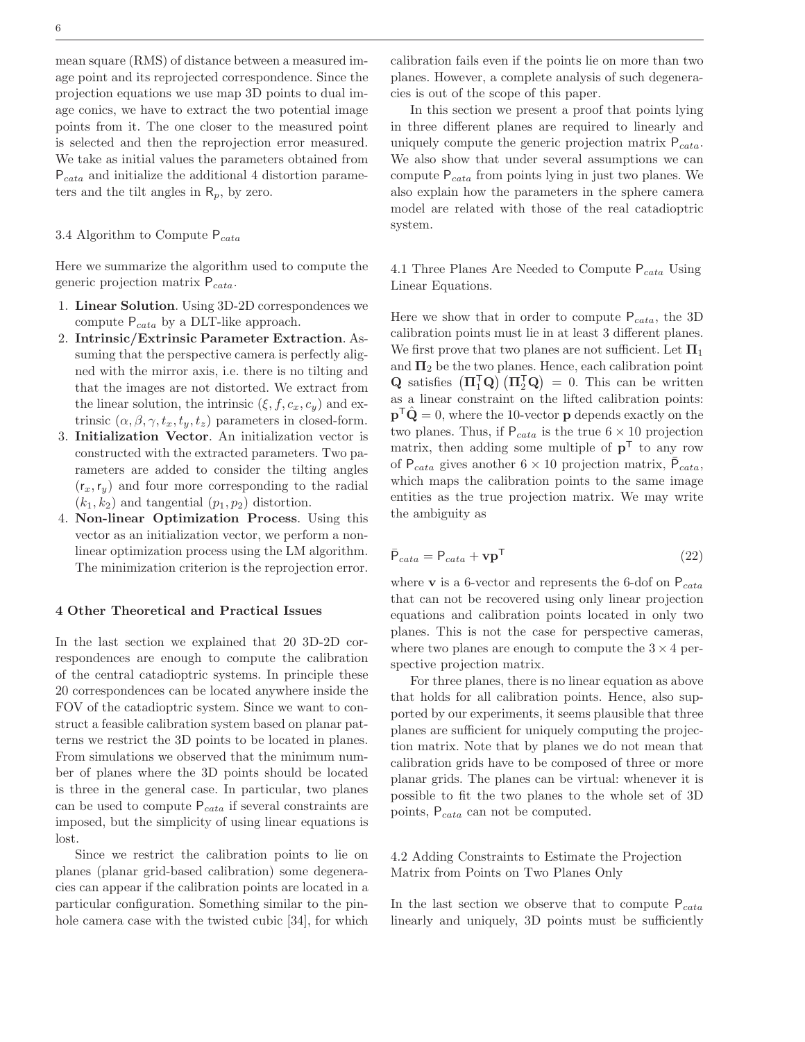mean square (RMS) of distance between a measured image point and its reprojected correspondence. Since the projection equations we use map 3D points to dual image conics, we have to extract the two potential image points from it. The one closer to the measured point is selected and then the reprojection error measured. We take as initial values the parameters obtained from $\mathsf{P}_{cata}$ and initialize the additional 4 distortion parameters and the tilt angles in $\mathsf{R}_p$, by zero.

### 3.4 Algorithm to Compute $\mathsf{P}_{cata}$

Here we summarize the algorithm used to compute the generic projection matrix $\mathsf{P}_{cata}$.

1. **Linear Solution**. Using 3D-2D correspondences we compute $\mathsf{P}_{cata}$ by a DLT-like approach.
2. **Intrinsic/Extrinsic Parameter Extraction**. Assuming that the perspective camera is perfectly aligned with the mirror axis, i.e. there is no tilting and that the images are not distorted. We extract from the linear solution, the intrinsic $(\xi, f, c_x, c_y)$ and extrinsic $(\alpha, \beta, \gamma, t_x, t_y, t_z)$ parameters in closed-form.
3. **Initialization Vector**. An initialization vector is constructed with the extracted parameters. Two parameters are added to consider the tilting angles $(\mathsf{r}_x, \mathsf{r}_y)$ and four more corresponding to the radial $(k_1, k_2)$ and tangential $(p_1, p_2)$ distortion.
4. **Non-linear Optimization Process**. Using this vector as an initialization vector, we perform a non-linear optimization process using the LM algorithm. The minimization criterion is the reprojection error.

## 4 Other Theoretical and Practical Issues

In the last section we explained that 20 3D-2D correspondences are enough to compute the calibration of the central catadioptric systems. In principle these 20 correspondences can be located anywhere inside the FOV of the catadioptric system. Since we want to construct a feasible calibration system based on planar patterns we restrict the 3D points to be located in planes. From simulations we observed that the minimum number of planes where the 3D points should be located is three in the general case. In particular, two planes can be used to compute $\mathsf{P}_{cata}$ if several constraints are imposed, but the simplicity of using linear equations is lost.

Since we restrict the calibration points to lie on planes (planar grid-based calibration) some degeneracies can appear if the calibration points are located in a particular configuration. Something similar to the pinhole camera case with the twisted cubic [34], for which calibration fails even if the points lie on more than two planes. However, a complete analysis of such degeneracies is out of the scope of this paper.

In this section we present a proof that points lying in three different planes are required to linearly and uniquely compute the generic projection matrix $\mathsf{P}_{cata}$. We also show that under several assumptions we can compute $\mathsf{P}_{cata}$ from points lying in just two planes. We also explain how the parameters in the sphere camera model are related with those of the real catadioptric system.

### 4.1 Three Planes Are Needed to Compute $\mathsf{P}_{cata}$ Using Linear Equations.

Here we show that in order to compute $\mathsf{P}_{cata}$, the 3D calibration points must lie in at least 3 different planes. We first prove that two planes are not sufficient. Let $\mathbf{\Pi}_1$ and $\mathbf{\Pi}_2$ be the two planes. Hence, each calibration point $\mathbf{Q}$ satisfies $\left(\mathbf{\Pi}_1^{\mathsf{T}}\mathbf{Q}\right)\left(\mathbf{\Pi}_2^{\mathsf{T}}\mathbf{Q}\right) = 0$. This can be written as a linear constraint on the lifted calibration points: $\mathbf{p}^{\mathsf{T}}\hat{\mathbf{Q}} = 0$, where the 10-vector $\mathbf{p}$ depends exactly on the two planes. Thus, if $\mathsf{P}_{cata}$ is the true $6 \times 10$ projection matrix, then adding some multiple of $\mathbf{p}^{\mathsf{T}}$ to any row of $\mathsf{P}_{cata}$ gives another $6 \times 10$ projection matrix, $\bar{\mathsf{P}}_{cata}$, which maps the calibration points to the same image entities as the true projection matrix. We may write the ambiguity as

$$\bar{\mathsf{P}}_{cata} = \mathsf{P}_{cata} + \mathbf{v}\mathbf{p}^{\mathsf{T}} \tag{22}$$

where $\mathbf{v}$ is a 6-vector and represents the 6-dof on $\mathsf{P}_{cata}$ that can not be recovered using only linear projection equations and calibration points located in only two planes. This is not the case for perspective cameras, where two planes are enough to compute the $3 \times 4$ perspective projection matrix.

For three planes, there is no linear equation as above that holds for all calibration points. Hence, also supported by our experiments, it seems plausible that three planes are sufficient for uniquely computing the projection matrix. Note that by planes we do not mean that calibration grids have to be composed of three or more planar grids. The planes can be virtual: whenever it is possible to fit the two planes to the whole set of 3D points, $\mathsf{P}_{cata}$ can not be computed.

### 4.2 Adding Constraints to Estimate the Projection Matrix from Points on Two Planes Only

In the last section we observe that to compute $\mathsf{P}_{cata}$ linearly and uniquely, 3D points must be sufficiently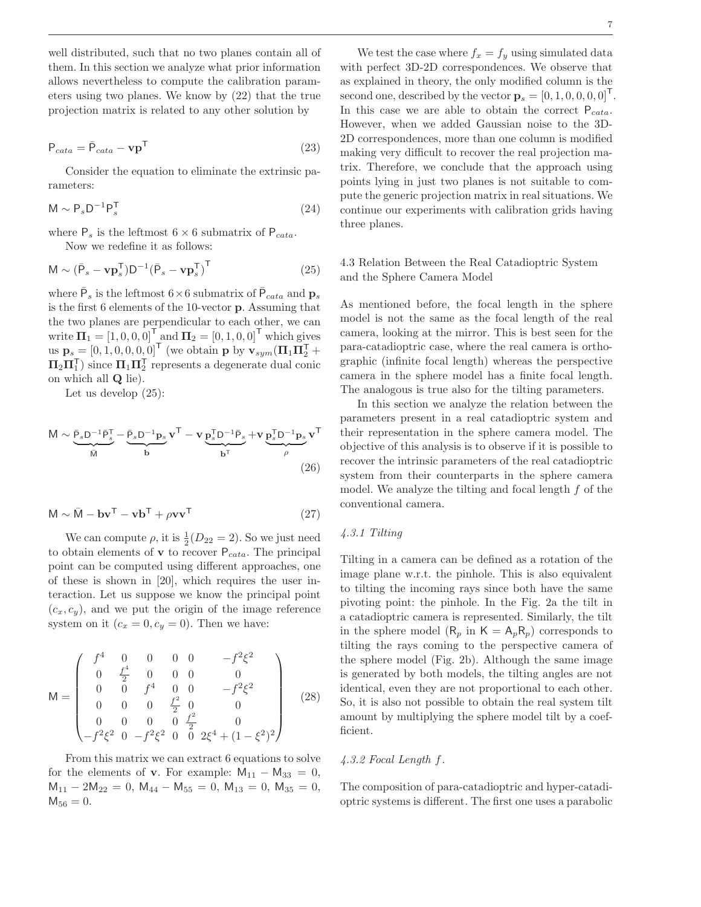well distributed, such that no two planes contain all of them. In this section we analyze what prior information allows nevertheless to compute the calibration parameters using two planes. We know by (22) that the true projection matrix is related to any other solution by

$$\mathsf{P}_{cata} = \bar{\mathsf{P}}_{cata} - \mathbf{v}\mathbf{p}^{\mathsf{T}} \tag{23}$$

Consider the equation to eliminate the extrinsic parameters:

$$\mathsf{M} \sim \mathsf{P}_s \mathsf{D}^{-1} \mathsf{P}_s^{\mathsf{T}} \tag{24}$$

where $\mathsf{P}_s$ is the leftmost $6 \times 6$ submatrix of $\mathsf{P}_{cata}$.

Now we redefine it as follows:

$$\mathsf{M} \sim (\bar{\mathsf{P}}_s - \mathbf{v}\mathbf{p}_s^{\mathsf{T}}) \mathsf{D}^{-1} (\bar{\mathsf{P}}_s - \mathbf{v}\mathbf{p}_s^{\mathsf{T}})^{\mathsf{T}} \tag{25}$$

where $\bar{\mathsf{P}}_s$ is the leftmost $6 \times 6$ submatrix of $\bar{\mathsf{P}}_{cata}$ and $\mathbf{p}_s$ is the first 6 elements of the 10-vector $\mathbf{p}$. Assuming that the two planes are perpendicular to each other, we can write $\mathbf{\Pi}_1 = [1, 0, 0, 0]^{\mathsf{T}}$ and $\mathbf{\Pi}_2 = [0, 1, 0, 0]^{\mathsf{T}}$ which gives us $\mathbf{p}_s = [0, 1, 0, 0, 0, 0]^{\mathsf{T}}$ (we obtain $\mathbf{p}$ by $\mathbf{v}_{sym}(\mathbf{\Pi}_1 \mathbf{\Pi}_2^{\mathsf{T}} + \mathbf{\Pi}_2 \mathbf{\Pi}_1^{\mathsf{T}})$ since $\mathbf{\Pi}_1 \mathbf{\Pi}_2^{\mathsf{T}}$ represents a degenerate dual conic on which all $\mathbf{Q}$ lie).

Let us develop (25):

$$\mathsf{M} \sim \underbrace{\bar{\mathsf{P}}_s \mathsf{D}^{-1} \bar{\mathsf{P}}_s^{\mathsf{T}}}_{\bar{\mathsf{M}}} - \underbrace{\bar{\mathsf{P}}_s \mathsf{D}^{-1} \mathbf{p}_s}_{\mathbf{b}} \mathbf{v}^{\mathsf{T}} - \mathbf{v} \underbrace{\mathbf{p}_s^{\mathsf{T}} \mathsf{D}^{-1} \bar{\mathsf{P}}_s}_{\mathbf{b}^{\mathsf{T}}} + \mathbf{v} \underbrace{\mathbf{p}_s^{\mathsf{T}} \mathsf{D}^{-1} \mathbf{p}_s}_{\rho} \mathbf{v}^{\mathsf{T}} \tag{26}$$

$$\mathsf{M} \sim \bar{\mathsf{M}} - \mathbf{b}\mathbf{v}^{\mathsf{T}} - \mathbf{v}\mathbf{b}^{\mathsf{T}} + \rho \mathbf{v}\mathbf{v}^{\mathsf{T}} \tag{27}$$

We can compute $\rho$, it is $\frac{1}{2}(D_{22} = 2)$. So we just need to obtain elements of $\mathbf{v}$ to recover $\mathsf{P}_{cata}$. The principal point can be computed using different approaches, one of these is shown in [20], which requires the user interaction. Let us suppose we know the principal point $(c_x, c_y)$, and we put the origin of the image reference system on it ($c_x = 0, c_y = 0$). Then we have:

$$\mathsf{M} = \begin{pmatrix} f^4 & 0 & 0 & 0 & 0 & -f^2\xi^2 \\ 0 & \frac{f^4}{2} & 0 & 0 & 0 & 0 \\ 0 & 0 & f^4 & 0 & 0 & -f^2\xi^2 \\ 0 & 0 & 0 & \frac{f^2}{2} & 0 & 0 \\ 0 & 0 & 0 & 0 & \frac{f^2}{2} & 0 \\ -f^2\xi^2 & 0 & -f^2\xi^2 & 0 & 0 & 2\xi^4 + (1-\xi^2)^2 \end{pmatrix} \tag{28}$$

From this matrix we can extract 6 equations to solve for the elements of $\mathbf{v}$. For example: $\mathsf{M}_{11} - \mathsf{M}_{33} = 0$, $\mathsf{M}_{11} - 2\mathsf{M}_{22} = 0$, $\mathsf{M}_{44} - \mathsf{M}_{55} = 0$, $\mathsf{M}_{13} = 0$, $\mathsf{M}_{35} = 0$, $\mathsf{M}_{56} = 0$.

We test the case where $f_x = f_y$ using simulated data with perfect 3D-2D correspondences. We observe that as explained in theory, the only modified column is the second one, described by the vector $\mathbf{p}_s = [0, 1, 0, 0, 0, 0]^{\mathsf{T}}$. In this case we are able to obtain the correct $\mathsf{P}_{cata}$. However, when we added Gaussian noise to the 3D-2D correspondences, more than one column is modified making very difficult to recover the real projection matrix. Therefore, we conclude that the approach using points lying in just two planes is not suitable to compute the generic projection matrix in real situations. We continue our experiments with calibration grids having three planes.

### 4.3 Relation Between the Real Catadioptric System and the Sphere Camera Model

As mentioned before, the focal length in the sphere model is not the same as the focal length of the real camera, looking at the mirror. This is best seen for the para-catadioptric case, where the real camera is orthographic (infinite focal length) whereas the perspective camera in the sphere model has a finite focal length. The analogous is true also for the tilting parameters.

In this section we analyze the relation between the parameters present in a real catadioptric system and their representation in the sphere camera model. The objective of this analysis is to observe if it is possible to recover the intrinsic parameters of the real catadioptric system from their counterparts in the sphere camera model. We analyze the tilting and focal length $f$ of the conventional camera.

#### *4.3.1 Tilting*

Tilting in a camera can be defined as a rotation of the image plane w.r.t. the pinhole. This is also equivalent to tilting the incoming rays since both have the same pivoting point: the pinhole. In the Fig. 2a the tilt in a catadioptric camera is represented. Similarly, the tilt in the sphere model ($\mathsf{R}_p$ in $\mathsf{K} = \mathsf{A}_p \mathsf{R}_p$) corresponds to tilting the rays coming to the perspective camera of the sphere model (Fig. 2b). Although the same image is generated by both models, the tilting angles are not identical, even they are not proportional to each other. So, it is also not possible to obtain the real system tilt amount by multiplying the sphere model tilt by a coefficient.

#### *4.3.2 Focal Length $f$.*

The composition of para-catadioptric and hyper-catadioptric systems is different. The first one uses a parabolic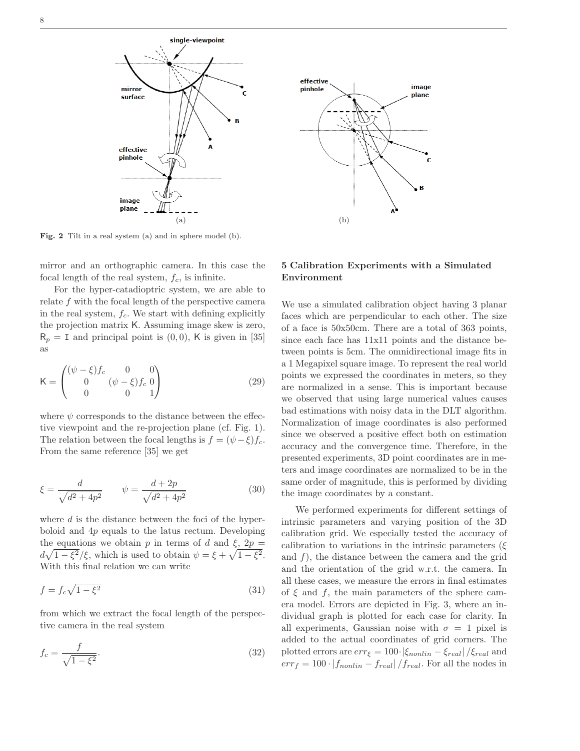**Fig. 2** Tilt in a real system (a) and in sphere model (b).

mirror and an orthographic camera. In this case the focal length of the real system, $f_c$, is infinite.

For the hyper-catadioptric system, we are able to relate $f$ with the focal length of the perspective camera in the real system, $f_c$. We start with defining explicitly the projection matrix $\mathsf{K}$. Assuming image skew is zero, $\mathsf{R}_p = \mathtt{I}$ and principal point is $(0,0)$, $\mathsf{K}$ is given in [35] as

$$\mathsf{K} = \begin{pmatrix} (\psi - \xi) f_c & 0 & 0 \\ 0 & (\psi - \xi) f_c & 0 \\ 0 & 0 & 1 \end{pmatrix} \tag{29}$$

where $\psi$ corresponds to the distance between the effective viewpoint and the re-projection plane (cf. Fig. 1). The relation between the focal lengths is $f = (\psi - \xi) f_c$. From the same reference [35] we get

$$\xi = \frac{d}{\sqrt{d^2 + 4p^2}} \qquad \psi = \frac{d + 2p}{\sqrt{d^2 + 4p^2}} \tag{30}$$

where $d$ is the distance between the foci of the hyperboloid and $4p$ equals to the latus rectum. Developing the equations we obtain $p$ in terms of $d$ and $\xi$, $2p = d\sqrt{1 - \xi^2}/\xi$, which is used to obtain $\psi = \xi + \sqrt{1 - \xi^2}$. With this final relation we can write

$$f = f_c \sqrt{1 - \xi^2} \tag{31}$$

from which we extract the focal length of the perspective camera in the real system

$$f_c = \frac{f}{\sqrt{1 - \xi^2}}. \tag{32}$$

## 5 Calibration Experiments with a Simulated Environment

We use a simulated calibration object having 3 planar faces which are perpendicular to each other. The size of a face is 50x50cm. There are a total of 363 points, since each face has 11x11 points and the distance between points is 5cm. The omnidirectional image fits in a 1 Megapixel square image. To represent the real world points we expressed the coordinates in meters, so they are normalized in a sense. This is important because we observed that using large numerical values causes bad estimations with noisy data in the DLT algorithm. Normalization of image coordinates is also performed since we observed a positive effect both on estimation accuracy and the convergence time. Therefore, in the presented experiments, 3D point coordinates are in meters and image coordinates are normalized to be in the same order of magnitude, this is performed by dividing the image coordinates by a constant.

We performed experiments for different settings of intrinsic parameters and varying position of the 3D calibration grid. We especially tested the accuracy of calibration to variations in the intrinsic parameters ($\xi$ and $f$), the distance between the camera and the grid and the orientation of the grid w.r.t. the camera. In all these cases, we measure the errors in final estimates of $\xi$ and $f$, the main parameters of the sphere camera model. Errors are depicted in Fig. 3, where an individual graph is plotted for each case for clarity. In all experiments, Gaussian noise with $\sigma = 1$ pixel is added to the actual coordinates of grid corners. The plotted errors are $err_\xi = 100 \cdot |\xi_{nonlin} - \xi_{real}| / \xi_{real}$ and $err_f = 100 \cdot |f_{nonlin} - f_{real}| / f_{real}$. For all the nodes in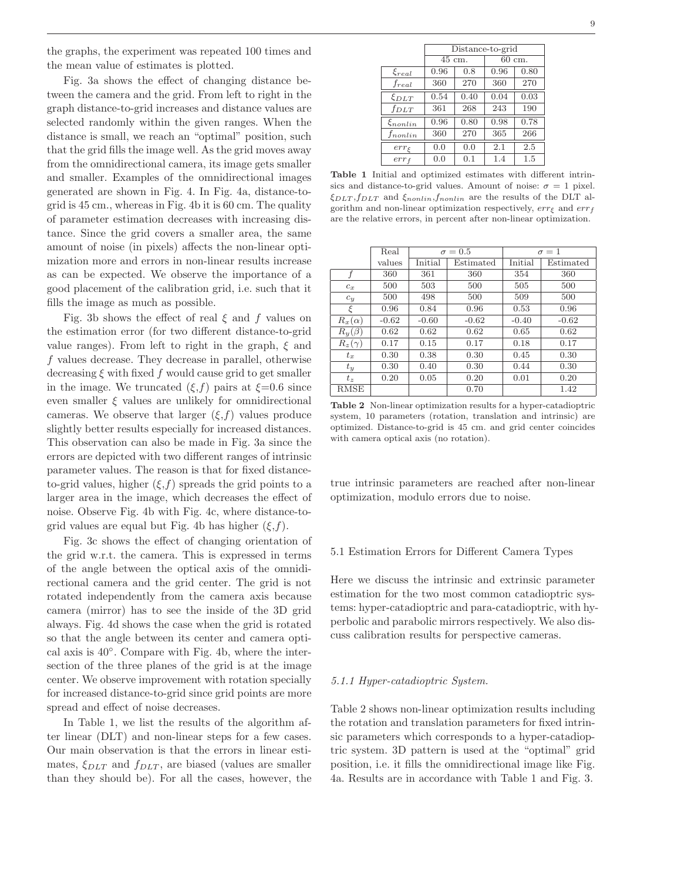the graphs, the experiment was repeated 100 times and the mean value of estimates is plotted.

Fig. 3a shows the effect of changing distance between the camera and the grid. From left to right in the graph distance-to-grid increases and distance values are selected randomly within the given ranges. When the distance is small, we reach an "optimal" position, such that the grid fills the image well. As the grid moves away from the omnidirectional camera, its image gets smaller and smaller. Examples of the omnidirectional images generated are shown in Fig. 4. In Fig. 4a, distance-to-grid is 45 cm., whereas in Fig. 4b it is 60 cm. The quality of parameter estimation decreases with increasing distance. Since the grid covers a smaller area, the same amount of noise (in pixels) affects the non-linear optimization more and errors in non-linear results increase as can be expected. We observe the importance of a good placement of the calibration grid, i.e. such that it fills the image as much as possible.

Fig. 3b shows the effect of real $\xi$ and $f$ values on the estimation error (for two different distance-to-grid value ranges). From left to right in the graph, $\xi$ and $f$ values decrease. They decrease in parallel, otherwise decreasing $\xi$ with fixed $f$ would cause grid to get smaller in the image. We truncated $(\xi,f)$ pairs at $\xi$=0.6 since even smaller $\xi$ values are unlikely for omnidirectional cameras. We observe that larger $(\xi,f)$ values produce slightly better results especially for increased distances. This observation can also be made in Fig. 3a since the errors are depicted with two different ranges of intrinsic parameter values. The reason is that for fixed distance-to-grid values, higher $(\xi,f)$ spreads the grid points to a larger area in the image, which decreases the effect of noise. Observe Fig. 4b with Fig. 4c, where distance-to-grid values are equal but Fig. 4b has higher $(\xi,f)$.

Fig. 3c shows the effect of changing orientation of the grid w.r.t. the camera. This is expressed in terms of the angle between the optical axis of the omnidirectional camera and the grid center. The grid is not rotated independently from the camera axis because camera (mirror) has to see the inside of the 3D grid always. Fig. 4d shows the case when the grid is rotated so that the angle between its center and camera optical axis is 40°. Compare with Fig. 4b, where the intersection of the three planes of the grid is at the image center. We observe improvement with rotation specially for increased distance-to-grid since grid points are more spread and effect of noise decreases.

In Table 1, we list the results of the algorithm after linear (DLT) and non-linear steps for a few cases. Our main observation is that the errors in linear estimates, $\xi_{DLT}$ and $f_{DLT}$, are biased (values are smaller than they should be). For all the cases, however, the true intrinsic parameters are reached after non-linear optimization, modulo errors due to noise.

| | Distance-to-grid | | | |
|---|---|---|---|---|
| | 45 cm. | | 60 cm. | |
| $\xi_{real}$ | 0.96 | 0.8 | 0.96 | 0.80 |
| $f_{real}$ | 360 | 270 | 360 | 270 |
| $\xi_{DLT}$ | 0.54 | 0.40 | 0.04 | 0.03 |
| $f_{DLT}$ | 361 | 268 | 243 | 190 |
| $\xi_{nonlin}$ | 0.96 | 0.80 | 0.98 | 0.78 |
| $f_{nonlin}$ | 360 | 270 | 365 | 266 |
| $err_\xi$ | 0.0 | 0.0 | 2.1 | 2.5 |
| $err_f$ | 0.0 | 0.1 | 1.4 | 1.5 |

**Table 1** Initial and optimized estimates with different intrinsics and distance-to-grid values. Amount of noise: $\sigma = 1$ pixel. $\xi_{DLT}$,$f_{DLT}$ and $\xi_{nonlin}$,$f_{nonlin}$ are the results of the DLT algorithm and non-linear optimization respectively, $err_\xi$ and $err_f$ are the relative errors, in percent after non-linear optimization.

| | Real values | $\sigma = 0.5$ | | $\sigma = 1$ | |
|---|---|---|---|---|---|
| | | Initial | Estimated | Initial | Estimated |
| $f$ | 360 | 361 | 360 | 354 | 360 |
| $c_x$ | 500 | 503 | 500 | 505 | 500 |
| $c_y$ | 500 | 498 | 500 | 509 | 500 |
| $\xi$ | 0.96 | 0.84 | 0.96 | 0.53 | 0.96 |
| $R_x(\alpha)$ | -0.62 | -0.60 | -0.62 | -0.40 | -0.62 |
| $R_y(\beta)$ | 0.62 | 0.62 | 0.62 | 0.65 | 0.62 |
| $R_z(\gamma)$ | 0.17 | 0.15 | 0.17 | 0.18 | 0.17 |
| $t_x$ | 0.30 | 0.38 | 0.30 | 0.45 | 0.30 |
| $t_y$ | 0.30 | 0.40 | 0.30 | 0.44 | 0.30 |
| $t_z$ | 0.20 | 0.05 | 0.20 | 0.01 | 0.20 |
| RMSE | | | 0.70 | | 1.42 |

**Table 2** Non-linear optimization results for a hyper-catadioptric system, 10 parameters (rotation, translation and intrinsic) are optimized. Distance-to-grid is 45 cm. and grid center coincides with camera optical axis (no rotation).

## 5.1 Estimation Errors for Different Camera Types

Here we discuss the intrinsic and extrinsic parameter estimation for the two most common catadioptric systems: hyper-catadioptric and para-catadioptric, with hyperbolic and parabolic mirrors respectively. We also discuss calibration results for perspective cameras.

### *5.1.1 Hyper-catadioptric System.*

Table 2 shows non-linear optimization results including the rotation and translation parameters for fixed intrinsic parameters which corresponds to a hyper-catadioptric system. 3D pattern is used at the "optimal" grid position, i.e. it fills the omnidirectional image like Fig. 4a. Results are in accordance with Table 1 and Fig. 3.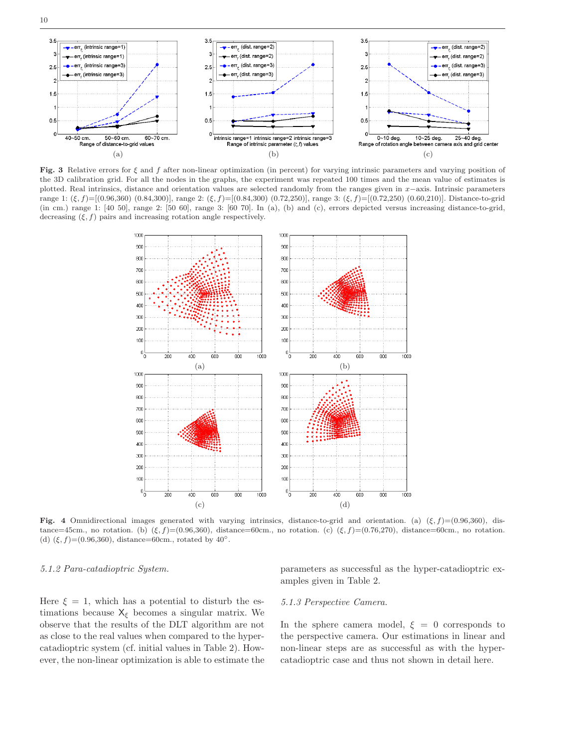**Fig. 3** Relative errors for $\xi$ and $f$ after non-linear optimization (in percent) for varying intrinsic parameters and varying position of the 3D calibration grid. For all the nodes in the graphs, the experiment was repeated 100 times and the mean value of estimates is plotted. Real intrinsics, distance and orientation values are selected randomly from the ranges given in $x-$axis. Intrinsic parameters range 1: $(\xi, f)$=[(0.96,360) (0.84,300)], range 2: $(\xi, f)$=[(0.84,300) (0.72,250)], range 3: $(\xi, f)$=[(0.72,250) (0.60,210)]. Distance-to-grid (in cm.) range 1: [40 50], range 2: [50 60], range 3: [60 70]. In (a), (b) and (c), errors depicted versus increasing distance-to-grid, decreasing $(\xi, f)$ pairs and increasing rotation angle respectively.

**Fig. 4** Omnidirectional images generated with varying intrinsics, distance-to-grid and orientation. (a) $(\xi, f)$=(0.96,360), distance=45cm., no rotation. (b) $(\xi, f)$=(0.96,360), distance=60cm., no rotation. (c) $(\xi, f)$=(0.76,270), distance=60cm., no rotation. (d) $(\xi, f)$=(0.96,360), distance=60cm., rotated by 40°.

*5.1.2 Para-catadioptric System.*

Here $\xi = 1$, which has a potential to disturb the estimations because $\mathsf{X}_\xi$ becomes a singular matrix. We observe that the results of the DLT algorithm are not as close to the real values when compared to the hyper-catadioptric system (cf. initial values in Table 2). However, the non-linear optimization is able to estimate the parameters as successful as the hyper-catadioptric examples given in Table 2.

*5.1.3 Perspective Camera.*

In the sphere camera model, $\xi = 0$ corresponds to the perspective camera. Our estimations in linear and non-linear steps are as successful as with the hyper-catadioptric case and thus not shown in detail here.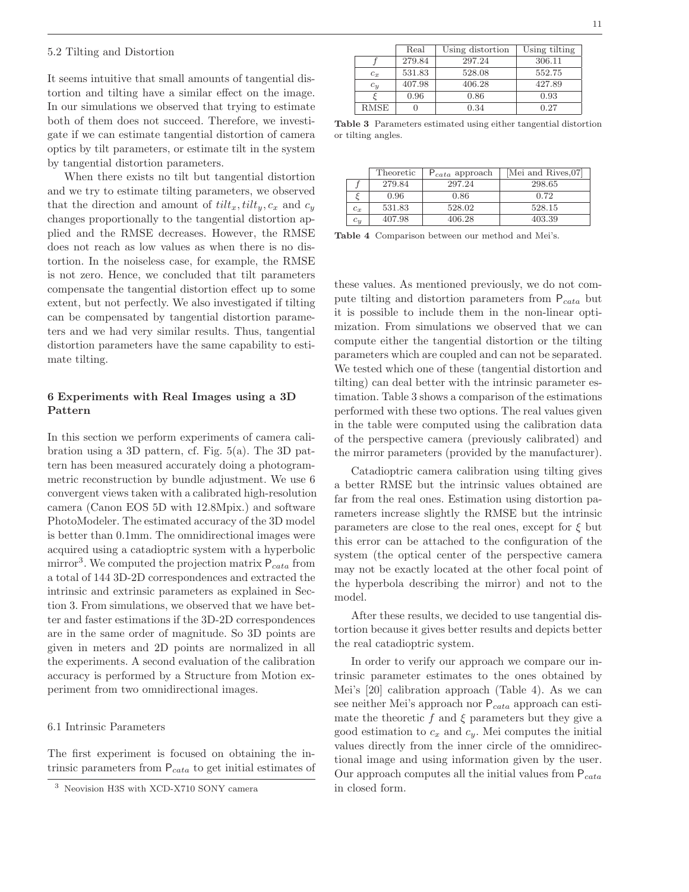## 5.2 Tilting and Distortion

It seems intuitive that small amounts of tangential distortion and tilting have a similar effect on the image. In our simulations we observed that trying to estimate both of them does not succeed. Therefore, we investigate if we can estimate tangential distortion of camera optics by tilt parameters, or estimate tilt in the system by tangential distortion parameters.

When there exists no tilt but tangential distortion and we try to estimate tilting parameters, we observed that the direction and amount of $tilt_x, tilt_y, c_x$ and $c_y$ changes proportionally to the tangential distortion applied and the RMSE decreases. However, the RMSE does not reach as low values as when there is no distortion. In the noiseless case, for example, the RMSE is not zero. Hence, we concluded that tilt parameters compensate the tangential distortion effect up to some extent, but not perfectly. We also investigated if tilting can be compensated by tangential distortion parameters and we had very similar results. Thus, tangential distortion parameters have the same capability to estimate tilting.

# 6 Experiments with Real Images using a 3D Pattern

In this section we perform experiments of camera calibration using a 3D pattern, cf. Fig. 5(a). The 3D pattern has been measured accurately doing a photogrammetric reconstruction by bundle adjustment. We use 6 convergent views taken with a calibrated high-resolution camera (Canon EOS 5D with 12.8Mpix.) and software PhotoModeler. The estimated accuracy of the 3D model is better than 0.1mm. The omnidirectional images were acquired using a catadioptric system with a hyperbolic mirror[3]. We computed the projection matrix $\mathsf{P}_{cata}$ from a total of 144 3D-2D correspondences and extracted the intrinsic and extrinsic parameters as explained in Section 3. From simulations, we observed that we have better and faster estimations if the 3D-2D correspondences are in the same order of magnitude. So 3D points are given in meters and 2D points are normalized in all the experiments. A second evaluation of the calibration accuracy is performed by a Structure from Motion experiment from two omnidirectional images.

## 6.1 Intrinsic Parameters

The first experiment is focused on obtaining the intrinsic parameters from $\mathsf{P}_{cata}$ to get initial estimates of these values. As mentioned previously, we do not compute tilting and distortion parameters from $\mathsf{P}_{cata}$ but it is possible to include them in the non-linear optimization. From simulations we observed that we can compute either the tangential distortion or the tilting parameters which are coupled and can not be separated. We tested which one of these (tangential distortion and tilting) can deal better with the intrinsic parameter estimation. Table 3 shows a comparison of the estimations performed with these two options. The real values given in the table were computed using the calibration data of the perspective camera (previously calibrated) and the mirror parameters (provided by the manufacturer).

| | Real | Using distortion | Using tilting |
|---|---|---|---|
| $f$ | 279.84 | 297.24 | 306.11 |
| $c_x$ | 531.83 | 528.08 | 552.75 |
| $c_y$ | 407.98 | 406.28 | 427.89 |
| $\xi$ | 0.96 | 0.86 | 0.93 |
| RMSE | 0 | 0.34 | 0.27 |

**Table 3** Parameters estimated using either tangential distortion or tilting angles.

Catadioptric camera calibration using tilting gives a better RMSE but the intrinsic values obtained are far from the real ones. Estimation using distortion parameters increase slightly the RMSE but the intrinsic parameters are close to the real ones, except for $\xi$ but this error can be attached to the configuration of the system (the optical center of the perspective camera may not be exactly located at the other focal point of the hyperbola describing the mirror) and not to the model.

After these results, we decided to use tangential distortion because it gives better results and depicts better the real catadioptric system.

In order to verify our approach we compare our intrinsic parameter estimates to the ones obtained by Mei's [20] calibration approach (Table 4). As we can see neither Mei's approach nor $\mathsf{P}_{cata}$ approach can estimate the theoretic $f$ and $\xi$ parameters but they give a good estimation to $c_x$ and $c_y$. Mei computes the initial values directly from the inner circle of the omnidirectional image and using information given by the user. Our approach computes all the initial values from $\mathsf{P}_{cata}$ in closed form.

| | Theoretic | $\mathsf{P}_{cata}$ approach | [Mei and Rives,07] |
|---|---|---|---|
| $f$ | 279.84 | 297.24 | 298.65 |
| $\xi$ | 0.96 | 0.86 | 0.72 |
| $c_x$ | 531.83 | 528.02 | 528.15 |
| $c_y$ | 407.98 | 406.28 | 403.39 |

**Table 4** Comparison between our method and Mei's.

[3] Neovision H3S with XCD-X710 SONY camera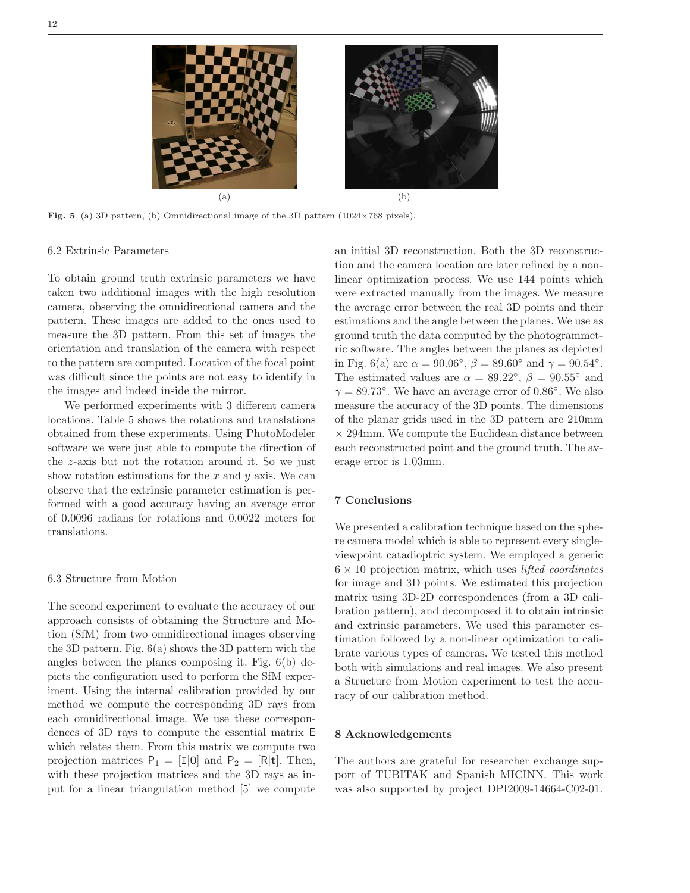(a) (b)

**Fig. 5** (a) 3D pattern, (b) Omnidirectional image of the 3D pattern (1024×768 pixels).

### 6.2 Extrinsic Parameters

To obtain ground truth extrinsic parameters we have taken two additional images with the high resolution camera, observing the omnidirectional camera and the pattern. These images are added to the ones used to measure the 3D pattern. From this set of images the orientation and translation of the camera with respect to the pattern are computed. Location of the focal point was difficult since the points are not easy to identify in the images and indeed inside the mirror.

We performed experiments with 3 different camera locations. Table 5 shows the rotations and translations obtained from these experiments. Using PhotoModeler software we were just able to compute the direction of the $z$-axis but not the rotation around it. So we just show rotation estimations for the $x$ and $y$ axis. We can observe that the extrinsic parameter estimation is performed with a good accuracy having an average error of 0.0096 radians for rotations and 0.0022 meters for translations.

### 6.3 Structure from Motion

The second experiment to evaluate the accuracy of our approach consists of obtaining the Structure and Motion (SfM) from two omnidirectional images observing the 3D pattern. Fig. 6(a) shows the 3D pattern with the angles between the planes composing it. Fig. 6(b) depicts the configuration used to perform the SfM experiment. Using the internal calibration provided by our method we compute the corresponding 3D rays from each omnidirectional image. We use these correspondences of 3D rays to compute the essential matrix $\mathsf{E}$ which relates them. From this matrix we compute two projection matrices $\mathsf{P}_1 = [\mathtt{I}|\mathbf{0}]$ and $\mathsf{P}_2 = [\mathsf{R}|\mathbf{t}]$. Then, with these projection matrices and the 3D rays as input for a linear triangulation method [5] we compute an initial 3D reconstruction. Both the 3D reconstruction and the camera location are later refined by a non-linear optimization process. We use 144 points which were extracted manually from the images. We measure the average error between the real 3D points and their estimations and the angle between the planes. We use as ground truth the data computed by the photogrammetric software. The angles between the planes as depicted in Fig. 6(a) are $\alpha = 90.06°$, $\beta = 89.60°$ and $\gamma = 90.54°$. The estimated values are $\alpha = 89.22°$, $\beta = 90.55°$ and $\gamma = 89.73°$. We have an average error of 0.86°. We also measure the accuracy of the 3D points. The dimensions of the planar grids used in the 3D pattern are 210mm × 294mm. We compute the Euclidean distance between each reconstructed point and the ground truth. The average error is 1.03mm.

## 7 Conclusions

We presented a calibration technique based on the sphere camera model which is able to represent every single-viewpoint catadioptric system. We employed a generic $6 \times 10$ projection matrix, which uses *lifted coordinates* for image and 3D points. We estimated this projection matrix using 3D-2D correspondences (from a 3D calibration pattern), and decomposed it to obtain intrinsic and extrinsic parameters. We used this parameter estimation followed by a non-linear optimization to calibrate various types of cameras. We tested this method both with simulations and real images. We also present a Structure from Motion experiment to test the accuracy of our calibration method.

## 8 Acknowledgements

The authors are grateful for researcher exchange support of TUBITAK and Spanish MICINN. This work was also supported by project DPI2009-14664-C02-01.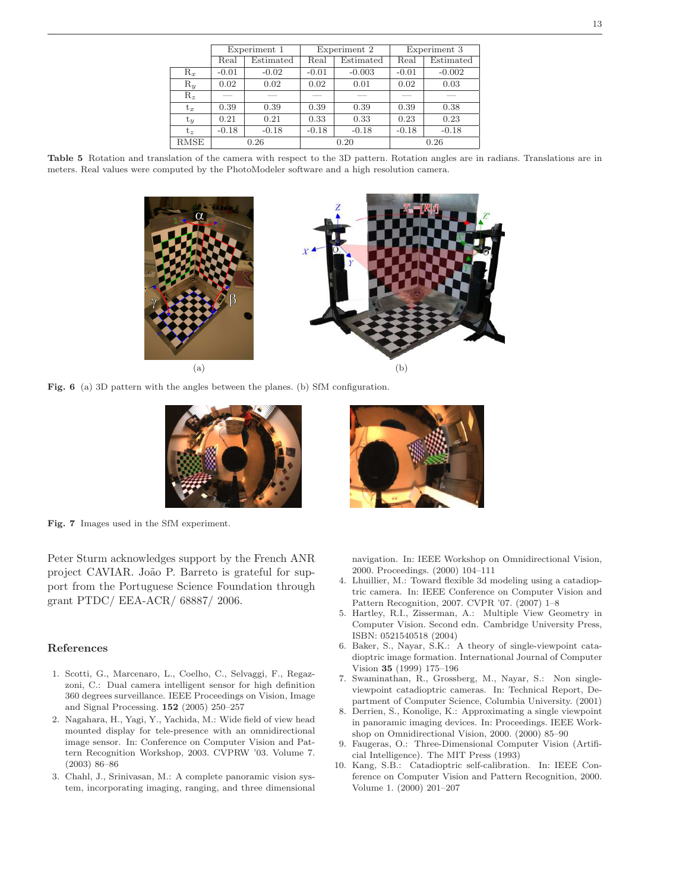|  | Experiment 1 |  | Experiment 2 |  | Experiment 3 |  |
|---|---|---|---|---|---|---|
|  | Real | Estimated | Real | Estimated | Real | Estimated |
| $R_x$ | -0.01 | -0.02 | -0.01 | -0.003 | -0.01 | -0.002 |
| $R_y$ | 0.02 | 0.02 | 0.02 | 0.01 | 0.02 | 0.03 |
| $R_z$ | — | — | — | — | — | — |
| $t_x$ | 0.39 | 0.39 | 0.39 | 0.39 | 0.39 | 0.38 |
| $t_y$ | 0.21 | 0.21 | 0.33 | 0.33 | 0.23 | 0.23 |
| $t_z$ | -0.18 | -0.18 | -0.18 | -0.18 | -0.18 | -0.18 |
| RMSE | 0.26 |  | 0.20 |  | 0.26 |  |

**Table 5** Rotation and translation of the camera with respect to the 3D pattern. Rotation angles are in radians. Translations are in meters. Real values were computed by the PhotoModeler software and a high resolution camera.

**Fig. 6** (a) 3D pattern with the angles between the planes. (b) SfM configuration.

**Fig. 7** Images used in the SfM experiment.

Peter Sturm acknowledges support by the French ANR project CAVIAR. João P. Barreto is grateful for support from the Portuguese Science Foundation through grant PTDC/ EEA-ACR/ 68887/ 2006.

## References

1. Scotti, G., Marcenaro, L., Coelho, C., Selvaggi, F., Regazzoni, C.: Dual camera intelligent sensor for high definition 360 degrees surveillance. IEEE Proceedings on Vision, Image and Signal Processing. **152** (2005) 250–257
2. Nagahara, H., Yagi, Y., Yachida, M.: Wide field of view head mounted display for tele-presence with an omnidirectional image sensor. In: Conference on Computer Vision and Pattern Recognition Workshop, 2003. CVPRW '03. Volume 7. (2003) 86–86
3. Chahl, J., Srinivasan, M.: A complete panoramic vision system, incorporating imaging, ranging, and three dimensional navigation. In: IEEE Workshop on Omnidirectional Vision, 2000. Proceedings. (2000) 104–111
4. Lhuillier, M.: Toward flexible 3d modeling using a catadioptric camera. In: IEEE Conference on Computer Vision and Pattern Recognition, 2007. CVPR '07. (2007) 1–8
5. Hartley, R.I., Zisserman, A.: Multiple View Geometry in Computer Vision. Second edn. Cambridge University Press, ISBN: 0521540518 (2004)
6. Baker, S., Nayar, S.K.: A theory of single-viewpoint catadioptric image formation. International Journal of Computer Vision **35** (1999) 175–196
7. Swaminathan, R., Grossberg, M., Nayar, S.: Non single-viewpoint catadioptric cameras. In: Technical Report, Department of Computer Science, Columbia University. (2001)
8. Derrien, S., Konolige, K.: Approximating a single viewpoint in panoramic imaging devices. In: Proceedings. IEEE Workshop on Omnidirectional Vision, 2000. (2000) 85–90
9. Faugeras, O.: Three-Dimensional Computer Vision (Artificial Intelligence). The MIT Press (1993)
10. Kang, S.B.: Catadioptric self-calibration. In: IEEE Conference on Computer Vision and Pattern Recognition, 2000. Volume 1. (2000) 201–207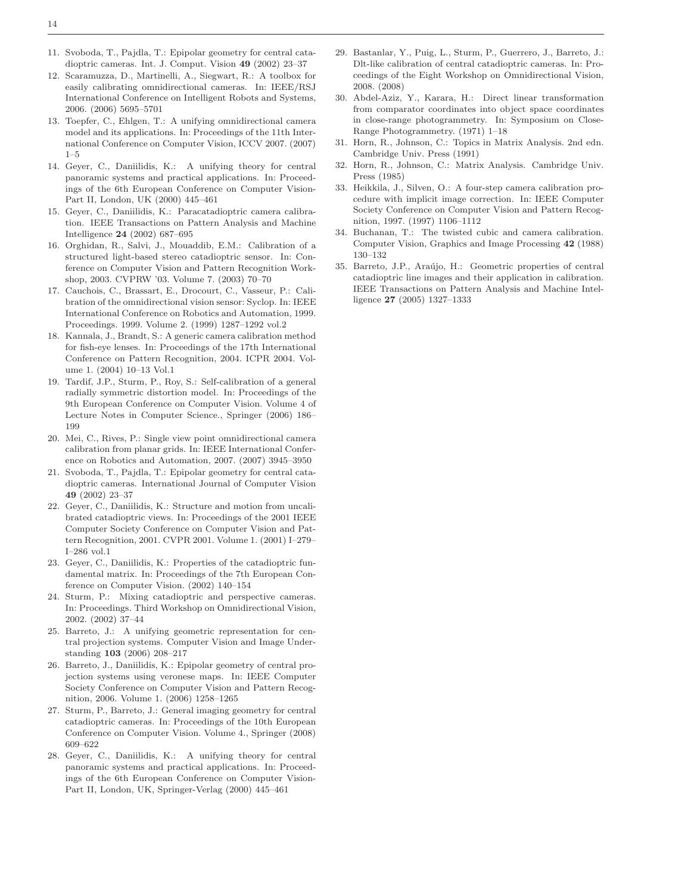11. Svoboda, T., Pajdla, T.: Epipolar geometry for central catadioptric cameras. Int. J. Comput. Vision **49** (2002) 23–37
12. Scaramuzza, D., Martinelli, A., Siegwart, R.: A toolbox for easily calibrating omnidirectional cameras. In: IEEE/RSJ International Conference on Intelligent Robots and Systems, 2006. (2006) 5695–5701
13. Toepfer, C., Ehlgen, T.: A unifying omnidirectional camera model and its applications. In: Proceedings of the 11th International Conference on Computer Vision, ICCV 2007. (2007) 1–5
14. Geyer, C., Daniilidis, K.: A unifying theory for central panoramic systems and practical applications. In: Proceedings of the 6th European Conference on Computer Vision-Part II, London, UK (2000) 445–461
15. Geyer, C., Daniilidis, K.: Paracatadioptric camera calibration. IEEE Transactions on Pattern Analysis and Machine Intelligence **24** (2002) 687–695
16. Orghidan, R., Salvi, J., Mouaddib, E.M.: Calibration of a structured light-based stereo catadioptric sensor. In: Conference on Computer Vision and Pattern Recognition Workshop, 2003. CVPRW '03. Volume 7. (2003) 70–70
17. Cauchois, C., Brassart, E., Drocourt, C., Vasseur, P.: Calibration of the omnidirectional vision sensor: Syclop. In: IEEE International Conference on Robotics and Automation, 1999. Proceedings. 1999. Volume 2. (1999) 1287–1292 vol.2
18. Kannala, J., Brandt, S.: A generic camera calibration method for fish-eye lenses. In: Proceedings of the 17th International Conference on Pattern Recognition, 2004. ICPR 2004. Volume 1. (2004) 10–13 Vol.1
19. Tardif, J.P., Sturm, P., Roy, S.: Self-calibration of a general radially symmetric distortion model. In: Proceedings of the 9th European Conference on Computer Vision. Volume 4 of Lecture Notes in Computer Science., Springer (2006) 186–199
20. Mei, C., Rives, P.: Single view point omnidirectional camera calibration from planar grids. In: IEEE International Conference on Robotics and Automation, 2007. (2007) 3945–3950
21. Svoboda, T., Pajdla, T.: Epipolar geometry for central catadioptric cameras. International Journal of Computer Vision **49** (2002) 23–37
22. Geyer, C., Daniilidis, K.: Structure and motion from uncalibrated catadioptric views. In: Proceedings of the 2001 IEEE Computer Society Conference on Computer Vision and Pattern Recognition, 2001. CVPR 2001. Volume 1. (2001) I–279–I–286 vol.1
23. Geyer, C., Daniilidis, K.: Properties of the catadioptric fundamental matrix. In: Proceedings of the 7th European Conference on Computer Vision. (2002) 140–154
24. Sturm, P.: Mixing catadioptric and perspective cameras. In: Proceedings. Third Workshop on Omnidirectional Vision, 2002. (2002) 37–44
25. Barreto, J.: A unifying geometric representation for central projection systems. Computer Vision and Image Understanding **103** (2006) 208–217
26. Barreto, J., Daniilidis, K.: Epipolar geometry of central projection systems using veronese maps. In: IEEE Computer Society Conference on Computer Vision and Pattern Recognition, 2006. Volume 1. (2006) 1258–1265
27. Sturm, P., Barreto, J.: General imaging geometry for central catadioptric cameras. In: Proceedings of the 10th European Conference on Computer Vision. Volume 4., Springer (2008) 609–622
28. Geyer, C., Daniilidis, K.: A unifying theory for central panoramic systems and practical applications. In: Proceedings of the 6th European Conference on Computer Vision-Part II, London, UK, Springer-Verlag (2000) 445–461
29. Bastanlar, Y., Puig, L., Sturm, P., Guerrero, J., Barreto, J.: Dlt-like calibration of central catadioptric cameras. In: Proceedings of the Eight Workshop on Omnidirectional Vision, 2008. (2008)
30. Abdel-Aziz, Y., Karara, H.: Direct linear transformation from comparator coordinates into object space coordinates in close-range photogrammetry. In: Symposium on Close-Range Photogrammetry. (1971) 1–18
31. Horn, R., Johnson, C.: Topics in Matrix Analysis. 2nd edn. Cambridge Univ. Press (1991)
32. Horn, R., Johnson, C.: Matrix Analysis. Cambridge Univ. Press (1985)
33. Heikkila, J., Silven, O.: A four-step camera calibration procedure with implicit image correction. In: IEEE Computer Society Conference on Computer Vision and Pattern Recognition, 1997. (1997) 1106–1112
34. Buchanan, T.: The twisted cubic and camera calibration. Computer Vision, Graphics and Image Processing **42** (1988) 130–132
35. Barreto, J.P., Araújo, H.: Geometric properties of central catadioptric line images and their application in calibration. IEEE Transactions on Pattern Analysis and Machine Intelligence **27** (2005) 1327–1333